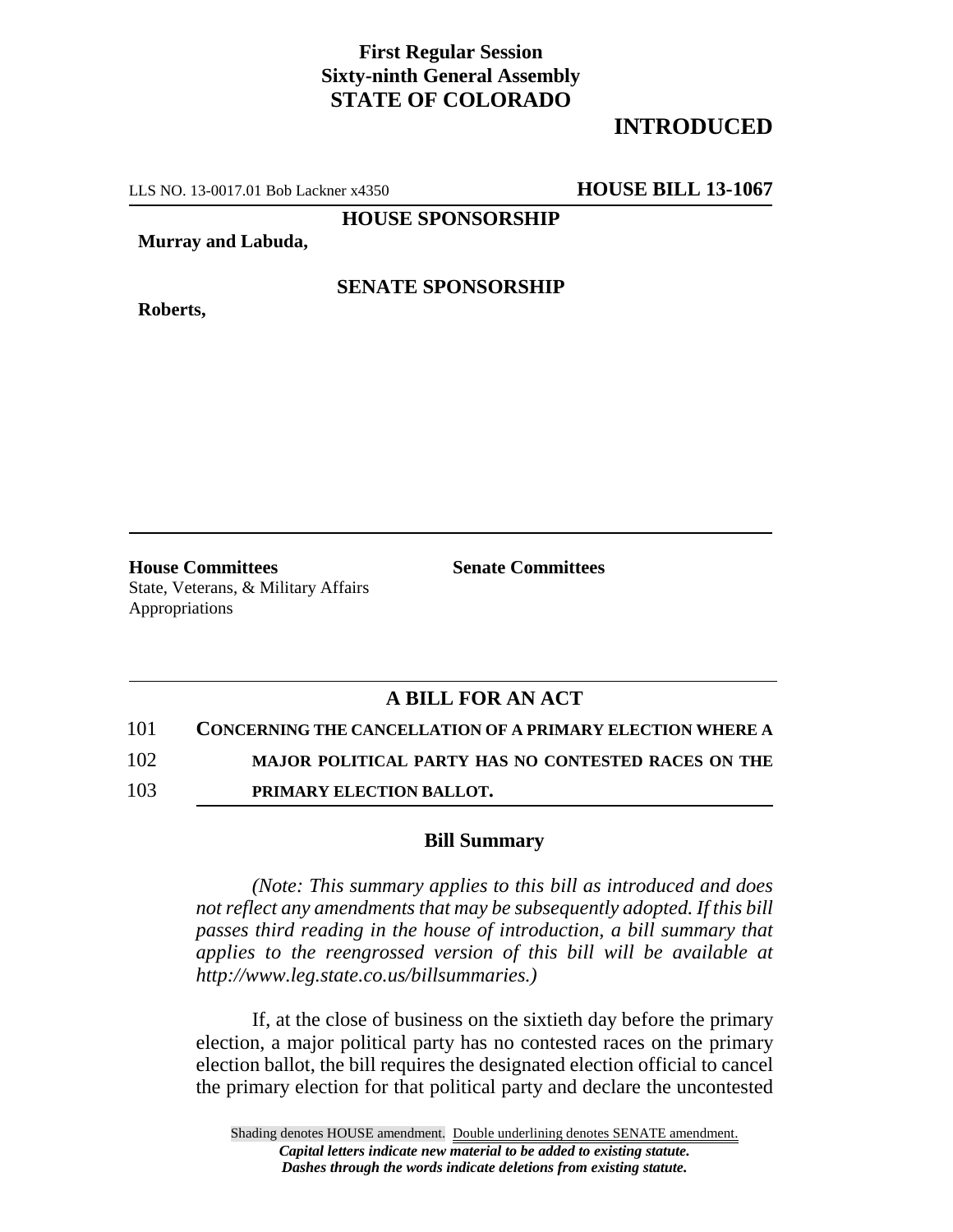**First Regular Session**
**Sixty-ninth General Assembly**
**STATE OF COLORADO**

# INTRODUCED

LLS NO. 13-0017.01 Bob Lackner x4350 **HOUSE BILL 13-1067**

**HOUSE SPONSORSHIP**

**Murray and Labuda,**

**SENATE SPONSORSHIP**

**Roberts,**

**House Committees**
State, Veterans, & Military Affairs
Appropriations

**Senate Committees**

## A BILL FOR AN ACT

101 **CONCERNING THE CANCELLATION OF A PRIMARY ELECTION WHERE A**
102 **MAJOR POLITICAL PARTY HAS NO CONTESTED RACES ON THE**
103 **PRIMARY ELECTION BALLOT.**

### Bill Summary

*(Note: This summary applies to this bill as introduced and does not reflect any amendments that may be subsequently adopted. If this bill passes third reading in the house of introduction, a bill summary that applies to the reengrossed version of this bill will be available at http://www.leg.state.co.us/billsummaries.)*

If, at the close of business on the sixtieth day before the primary election, a major political party has no contested races on the primary election ballot, the bill requires the designated election official to cancel the primary election for that political party and declare the uncontested

Shading denotes HOUSE amendment. Double underlining denotes SENATE amendment.
*Capital letters indicate new material to be added to existing statute.*
*Dashes through the words indicate deletions from existing statute.*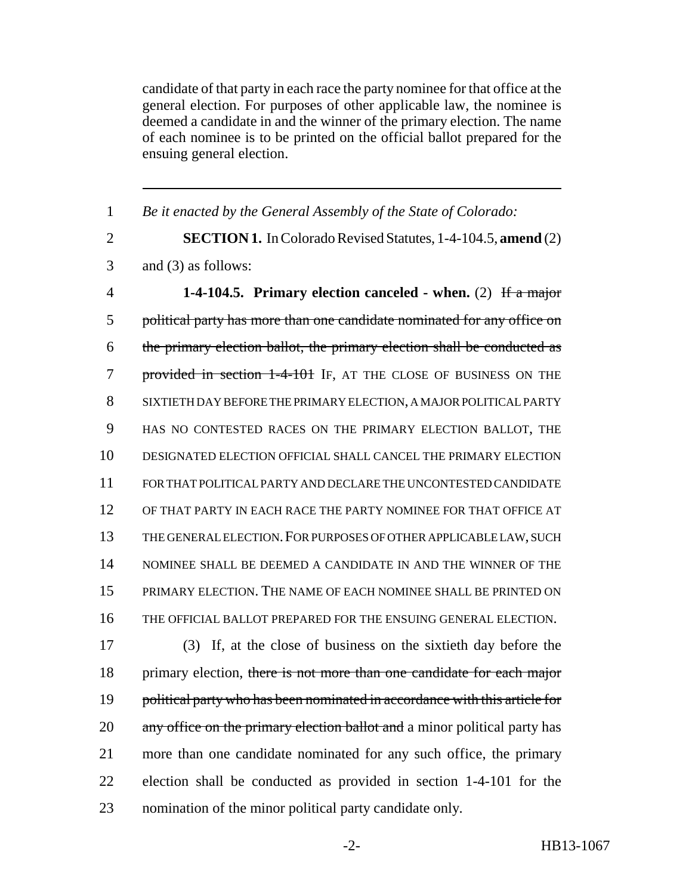candidate of that party in each race the party nominee for that office at the general election. For purposes of other applicable law, the nominee is deemed a candidate in and the winner of the primary election. The name of each nominee is to be printed on the official ballot prepared for the ensuing general election.

---

1 *Be it enacted by the General Assembly of the State of Colorado:*

2 **SECTION 1.** In Colorado Revised Statutes, 1-4-104.5, **amend** (2)
3 and (3) as follows:

4 **1-4-104.5. Primary election canceled - when.** (2) ~~If a major~~
5 ~~political party has more than one candidate nominated for any office on~~
6 ~~the primary election ballot, the primary election shall be conducted as~~
7 ~~provided in section 1-4-101~~ IF, AT THE CLOSE OF BUSINESS ON THE
8 SIXTIETH DAY BEFORE THE PRIMARY ELECTION, A MAJOR POLITICAL PARTY
9 HAS NO CONTESTED RACES ON THE PRIMARY ELECTION BALLOT, THE
10 DESIGNATED ELECTION OFFICIAL SHALL CANCEL THE PRIMARY ELECTION
11 FOR THAT POLITICAL PARTY AND DECLARE THE UNCONTESTED CANDIDATE
12 OF THAT PARTY IN EACH RACE THE PARTY NOMINEE FOR THAT OFFICE AT
13 THE GENERAL ELECTION. FOR PURPOSES OF OTHER APPLICABLE LAW, SUCH
14 NOMINEE SHALL BE DEEMED A CANDIDATE IN AND THE WINNER OF THE
15 PRIMARY ELECTION. THE NAME OF EACH NOMINEE SHALL BE PRINTED ON
16 THE OFFICIAL BALLOT PREPARED FOR THE ENSUING GENERAL ELECTION.

17 (3) If, at the close of business on the sixtieth day before the
18 primary election, ~~there is not more than one candidate for each major~~
19 ~~political party who has been nominated in accordance with this article for~~
20 ~~any office on the primary election ballot and~~ a minor political party has
21 more than one candidate nominated for any such office, the primary
22 election shall be conducted as provided in section 1-4-101 for the
23 nomination of the minor political party candidate only.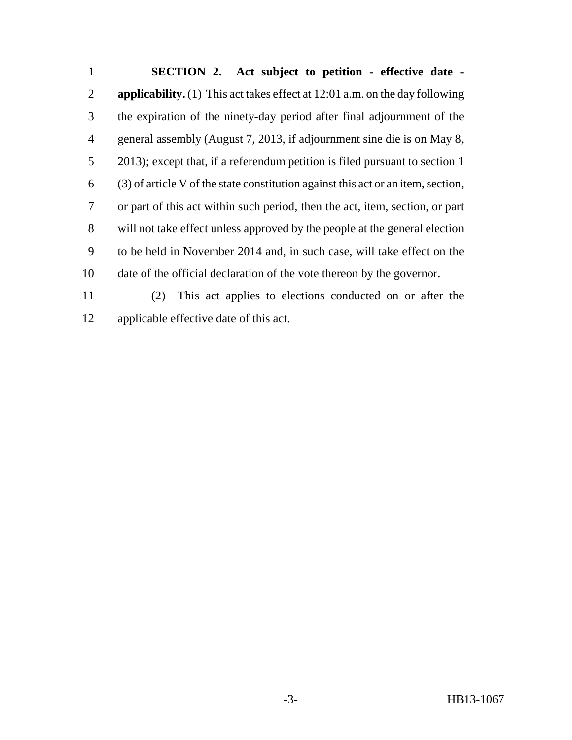**SECTION 2. Act subject to petition - effective date - applicability.** (1) This act takes effect at 12:01 a.m. on the day following the expiration of the ninety-day period after final adjournment of the general assembly (August 7, 2013, if adjournment sine die is on May 8, 2013); except that, if a referendum petition is filed pursuant to section 1 (3) of article V of the state constitution against this act or an item, section, or part of this act within such period, then the act, item, section, or part will not take effect unless approved by the people at the general election to be held in November 2014 and, in such case, will take effect on the date of the official declaration of the vote thereon by the governor.

(2) This act applies to elections conducted on or after the applicable effective date of this act.